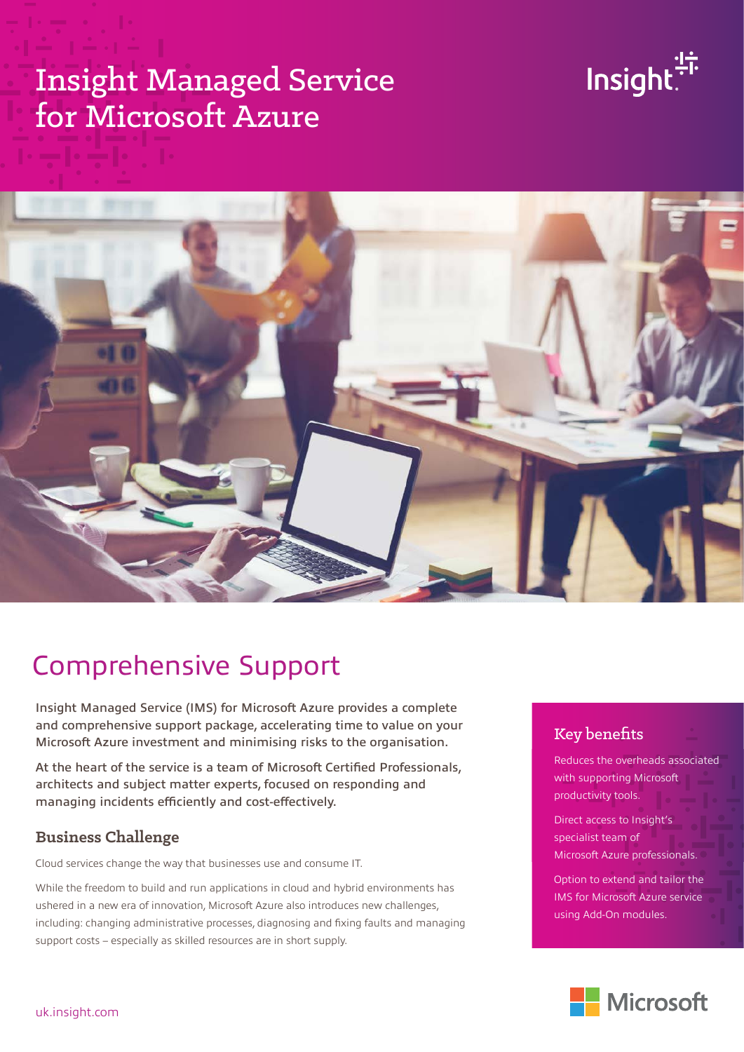# Insight Managed Service for Microsoft Azure

## Comprehensive Support

Insight Managed Service (IMS) for Microsoft Azure provides a complete and comprehensive support package, accelerating time to value on your Microsoft Azure investment and minimising risks to the organisation.

At the heart of the service is a team of Microsoft Certified Professionals, architects and subject matter experts, focused on responding and managing incidents efficiently and cost-effectively.

### Business Challenge

Cloud services change the way that businesses use and consume IT.

While the freedom to build and run applications in cloud and hybrid environments has ushered in a new era of innovation, Microsoft Azure also introduces new challenges, including: changing administrative processes, diagnosing and fixing faults and managing support costs – especially as skilled resources are in short supply.

### Key benefits

Reduces the overheads associated with supporting Microsoft productivity tools.

Direct access to Insight's specialist team of Microsoft Azure professionals.

Option to extend and tailor the IMS for Microsoft Azure service using Add-On modules.

uk.insight.com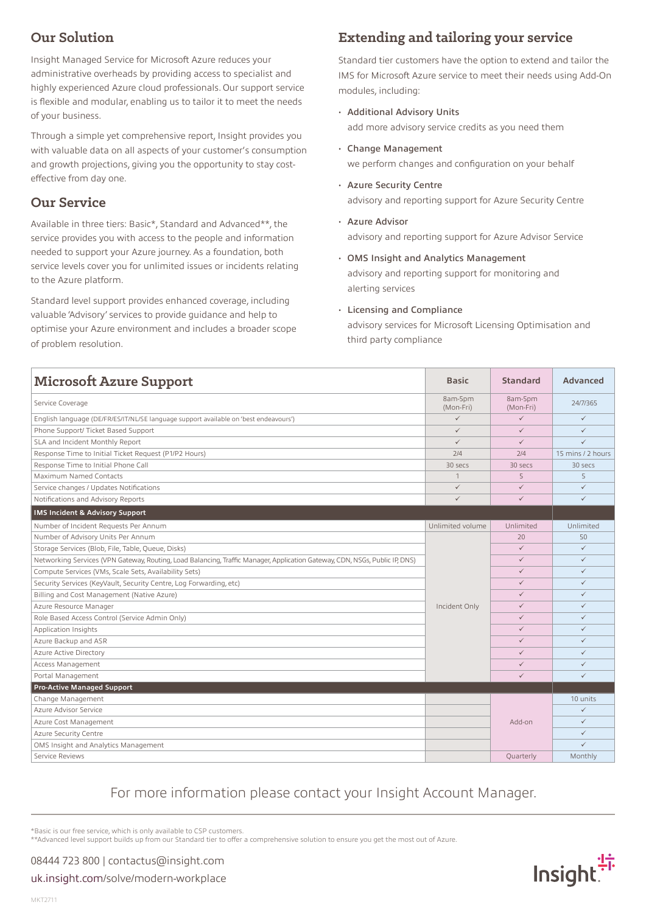## Our Solution

Insight Managed Service for Microsoft Azure reduces your administrative overheads by providing access to specialist and highly experienced Azure cloud professionals. Our support service is flexible and modular, enabling us to tailor it to meet the needs of your business.

Through a simple yet comprehensive report, Insight provides you with valuable data on all aspects of your customer's consumption and growth projections, giving you the opportunity to stay cost-effective from day one.

## Our Service

Available in three tiers: Basic*, Standard and Advanced**, the service provides you with access to the people and information needed to support your Azure journey. As a foundation, both service levels cover you for unlimited issues or incidents relating to the Azure platform.

Standard level support provides enhanced coverage, including valuable 'Advisory' services to provide guidance and help to optimise your Azure environment and includes a broader scope of problem resolution.

## Extending and tailoring your service

Standard tier customers have the option to extend and tailor the IMS for Microsoft Azure service to meet their needs using Add-On modules, including:

- Additional Advisory Units
  add more advisory service credits as you need them
- Change Management
  we perform changes and configuration on your behalf
- Azure Security Centre
  advisory and reporting support for Azure Security Centre
- Azure Advisor
  advisory and reporting support for Azure Advisor Service
- OMS Insight and Analytics Management
  advisory and reporting support for monitoring and alerting services
- Licensing and Compliance
  advisory services for Microsoft Licensing Optimisation and third party compliance

| Microsoft Azure Support | Basic | Standard | Advanced |
|---|---|---|---|
| Service Coverage | 8am-5pm (Mon-Fri) | 8am-5pm (Mon-Fri) | 24/7/365 |
| English language (DE/FR/ES/IT/NL/SE language support available on 'best endeavours') | ✓ | ✓ | ✓ |
| Phone Support/ Ticket Based Support | ✓ | ✓ | ✓ |
| SLA and Incident Monthly Report | ✓ | ✓ | ✓ |
| Response Time to Initial Ticket Request (P1/P2 Hours) | 2/4 | 2/4 | 15 mins / 2 hours |
| Response Time to Initial Phone Call | 30 secs | 30 secs | 30 secs |
| Maximum Named Contacts | 1 | 5 | 5 |
| Service changes / Updates Notifications | ✓ | ✓ | ✓ |
| Notifications and Advisory Reports | ✓ | ✓ | ✓ |
| **IMS Incident & Advisory Support** | | | |
| Number of Incident Requests Per Annum | Unlimited volume | Unlimited | Unlimited |
| Number of Advisory Units Per Annum | Incident Only | 20 | 50 |
| Storage Services (Blob, File, Table, Queue, Disks) | | ✓ | ✓ |
| Networking Services (VPN Gateway, Routing, Load Balancing, Traffic Manager, Application Gateway, CDN, NSGs, Public IP, DNS) | | ✓ | ✓ |
| Compute Services (VMs, Scale Sets, Availability Sets) | | ✓ | ✓ |
| Security Services (KeyVault, Security Centre, Log Forwarding, etc) | | ✓ | ✓ |
| Billing and Cost Management (Native Azure) | | ✓ | ✓ |
| Azure Resource Manager | | ✓ | ✓ |
| Role Based Access Control (Service Admin Only) | | ✓ | ✓ |
| Application Insights | | ✓ | ✓ |
| Azure Backup and ASR | | ✓ | ✓ |
| Azure Active Directory | | ✓ | ✓ |
| Access Management | | ✓ | ✓ |
| Portal Management | | ✓ | ✓ |
| **Pro-Active Managed Support** | | | |
| Change Management | | Add-on | 10 units |
| Azure Advisor Service | | | ✓ |
| Azure Cost Management | | | ✓ |
| Azure Security Centre | | | ✓ |
| OMS Insight and Analytics Management | | | ✓ |
| Service Reviews | | Quarterly | Monthly |

For more information please contact your Insight Account Manager.

*Basic is our free service, which is only available to CSP customers.
**Advanced level support builds up from our Standard tier to offer a comprehensive solution to ensure you get the most out of Azure.

08444 723 800 | contactus@insight.com
uk.insight.com/solve/modern-workplace

MKT2711